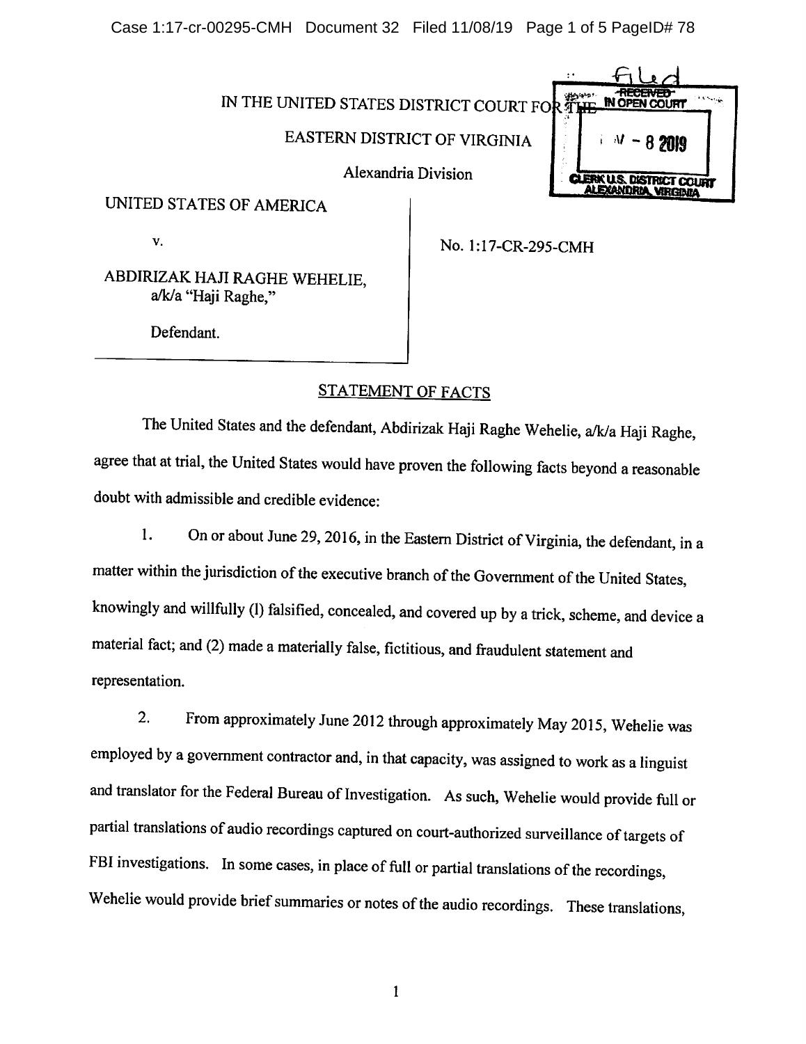IN THE UNITED STATES DISTRICT COURT FOR THE

EASTERN DISTRICT OF VIRGINIA

Alexandria Division

UNITED STATES OF AMERICA

v.

ABDIRIZAK HAJI RAGHE WEHELIE,
a/k/a "Haji Raghe,"

Defendant.

No. 1:17-CR-295-CMH

## STATEMENT OF FACTS

The United States and the defendant, Abdirizak Haji Raghe Wehelie, a/k/a Haji Raghe, agree that at trial, the United States would have proven the following facts beyond a reasonable doubt with admissible and credible evidence:

1. On or about June 29, 2016, in the Eastern District of Virginia, the defendant, in a matter within the jurisdiction of the executive branch of the Government of the United States, knowingly and willfully (1) falsified, concealed, and covered up by a trick, scheme, and device a material fact; and (2) made a materially false, fictitious, and fraudulent statement and representation.

2. From approximately June 2012 through approximately May 2015, Wehelie was employed by a government contractor and, in that capacity, was assigned to work as a linguist and translator for the Federal Bureau of Investigation. As such, Wehelie would provide full or partial translations of audio recordings captured on court-authorized surveillance of targets of FBI investigations. In some cases, in place of full or partial translations of the recordings, Wehelie would provide brief summaries or notes of the audio recordings. These translations,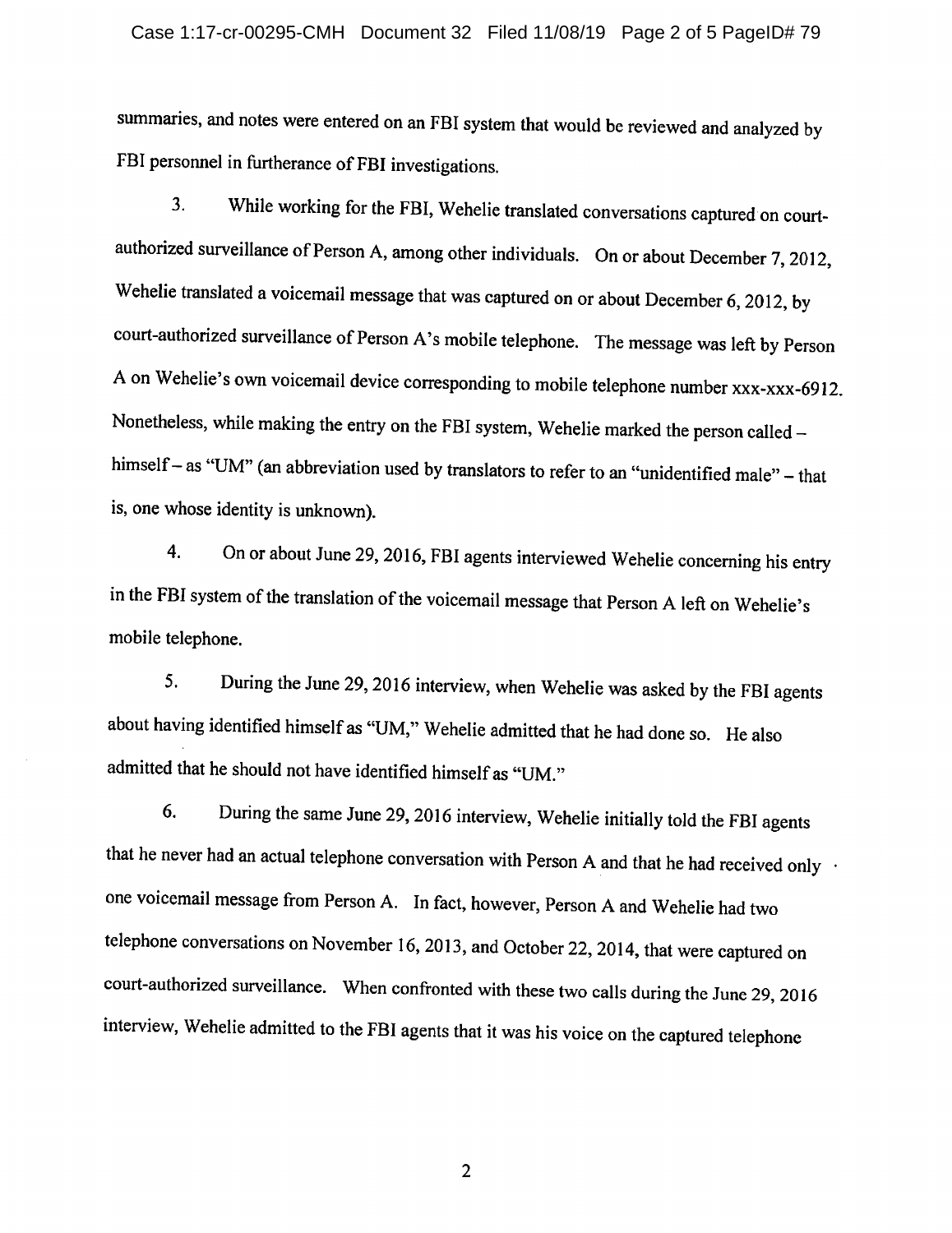summaries, and notes were entered on an FBI system that would be reviewed and analyzed by FBI personnel in furtherance of FBI investigations.

3. While working for the FBI, Wehelie translated conversations captured on court-authorized surveillance of Person A, among other individuals. On or about December 7, 2012, Wehelie translated a voicemail message that was captured on or about December 6, 2012, by court-authorized surveillance of Person A's mobile telephone. The message was left by Person A on Wehelie's own voicemail device corresponding to mobile telephone number xxx-xxx-6912. Nonetheless, while making the entry on the FBI system, Wehelie marked the person called – himself – as "UM" (an abbreviation used by translators to refer to an "unidentified male" – that is, one whose identity is unknown).

4. On or about June 29, 2016, FBI agents interviewed Wehelie concerning his entry in the FBI system of the translation of the voicemail message that Person A left on Wehelie's mobile telephone.

5. During the June 29, 2016 interview, when Wehelie was asked by the FBI agents about having identified himself as "UM," Wehelie admitted that he had done so. He also admitted that he should not have identified himself as "UM."

6. During the same June 29, 2016 interview, Wehelie initially told the FBI agents that he never had an actual telephone conversation with Person A and that he had received only one voicemail message from Person A. In fact, however, Person A and Wehelie had two telephone conversations on November 16, 2013, and October 22, 2014, that were captured on court-authorized surveillance. When confronted with these two calls during the June 29, 2016 interview, Wehelie admitted to the FBI agents that it was his voice on the captured telephone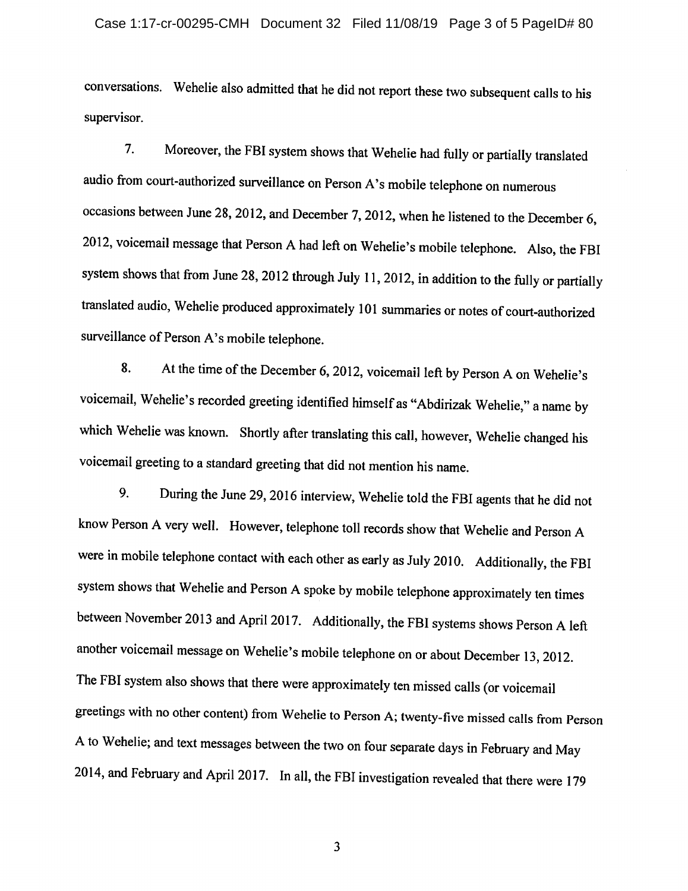conversations. Wehelie also admitted that he did not report these two subsequent calls to his supervisor.

7. Moreover, the FBI system shows that Wehelie had fully or partially translated audio from court-authorized surveillance on Person A's mobile telephone on numerous occasions between June 28, 2012, and December 7, 2012, when he listened to the December 6, 2012, voicemail message that Person A had left on Wehelie's mobile telephone. Also, the FBI system shows that from June 28, 2012 through July 11, 2012, in addition to the fully or partially translated audio, Wehelie produced approximately 101 summaries or notes of court-authorized surveillance of Person A's mobile telephone.

8. At the time of the December 6, 2012, voicemail left by Person A on Wehelie's voicemail, Wehelie's recorded greeting identified himself as "Abdirizak Wehelie," a name by which Wehelie was known. Shortly after translating this call, however, Wehelie changed his voicemail greeting to a standard greeting that did not mention his name.

9. During the June 29, 2016 interview, Wehelie told the FBI agents that he did not know Person A very well. However, telephone toll records show that Wehelie and Person A were in mobile telephone contact with each other as early as July 2010. Additionally, the FBI system shows that Wehelie and Person A spoke by mobile telephone approximately ten times between November 2013 and April 2017. Additionally, the FBI systems shows Person A left another voicemail message on Wehelie's mobile telephone on or about December 13, 2012. The FBI system also shows that there were approximately ten missed calls (or voicemail greetings with no other content) from Wehelie to Person A; twenty-five missed calls from Person A to Wehelie; and text messages between the two on four separate days in February and May 2014, and February and April 2017. In all, the FBI investigation revealed that there were 179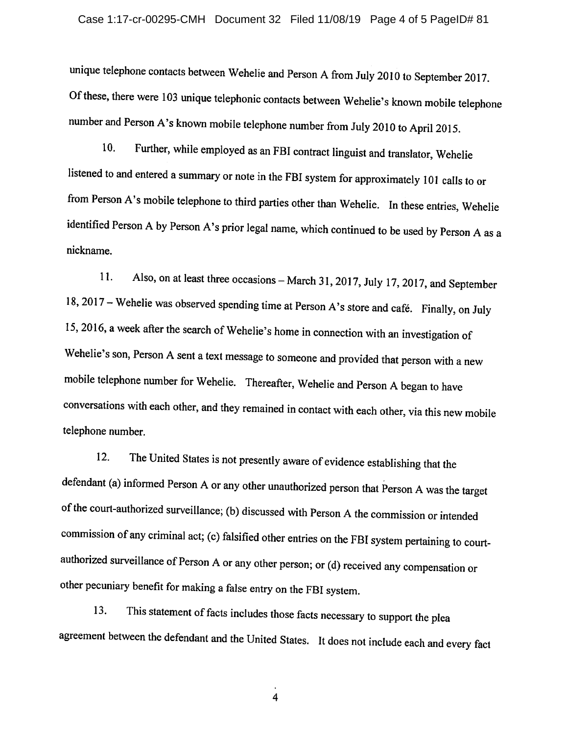unique telephone contacts between Wehelie and Person A from July 2010 to September 2017. Of these, there were 103 unique telephonic contacts between Wehelie's known mobile telephone number and Person A's known mobile telephone number from July 2010 to April 2015.

10. Further, while employed as an FBI contract linguist and translator, Wehelie listened to and entered a summary or note in the FBI system for approximately 101 calls to or from Person A's mobile telephone to third parties other than Wehelie. In these entries, Wehelie identified Person A by Person A's prior legal name, which continued to be used by Person A as a nickname.

11. Also, on at least three occasions – March 31, 2017, July 17, 2017, and September 18, 2017 – Wehelie was observed spending time at Person A's store and café. Finally, on July 15, 2016, a week after the search of Wehelie's home in connection with an investigation of Wehelie's son, Person A sent a text message to someone and provided that person with a new mobile telephone number for Wehelie. Thereafter, Wehelie and Person A began to have conversations with each other, and they remained in contact with each other, via this new mobile telephone number.

12. The United States is not presently aware of evidence establishing that the defendant (a) informed Person A or any other unauthorized person that Person A was the target of the court-authorized surveillance; (b) discussed with Person A the commission or intended commission of any criminal act; (c) falsified other entries on the FBI system pertaining to court-authorized surveillance of Person A or any other person; or (d) received any compensation or other pecuniary benefit for making a false entry on the FBI system.

13. This statement of facts includes those facts necessary to support the plea agreement between the defendant and the United States. It does not include each and every fact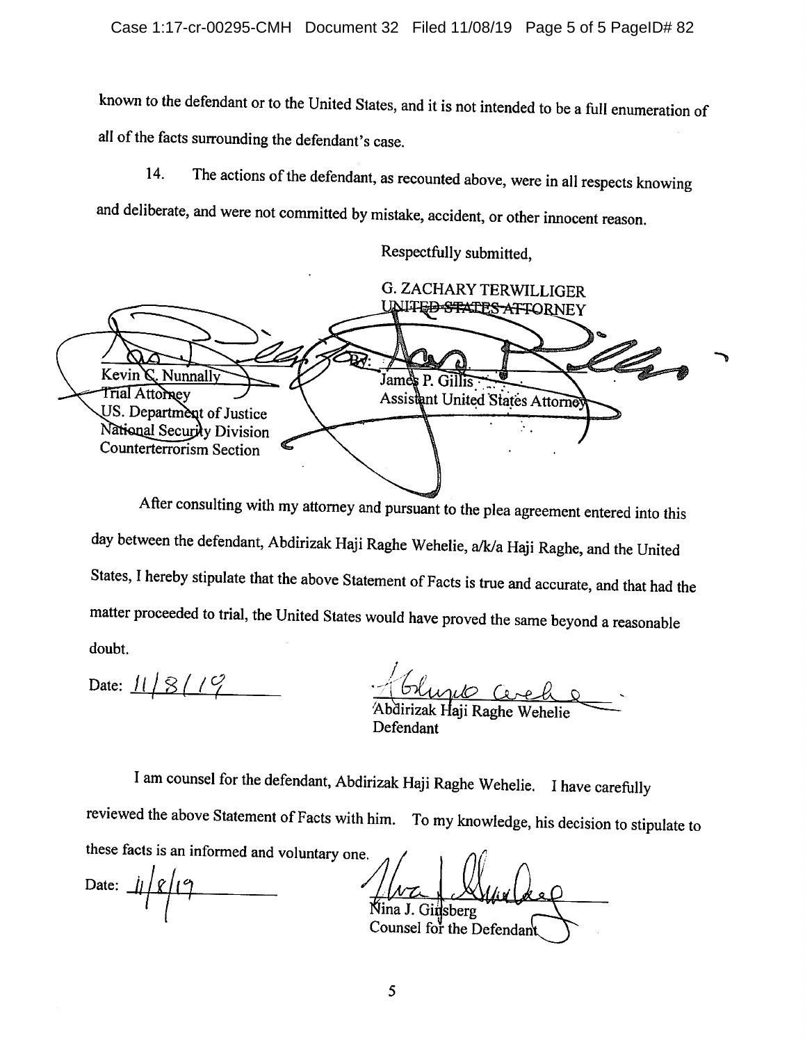known to the defendant or to the United States, and it is not intended to be a full enumeration of all of the facts surrounding the defendant's case.

14. The actions of the defendant, as recounted above, were in all respects knowing and deliberate, and were not committed by mistake, accident, or other innocent reason.

Respectfully submitted,

G. ZACHARY TERWILLIGER
UNITED STATES ATTORNEY

Kevin C. Nunnally
Trial Attorney
US. Department of Justice
National Security Division
Counterterrorism Section

By:
James P. Gillis
Assistant United States Attorney

After consulting with my attorney and pursuant to the plea agreement entered into this day between the defendant, Abdirizak Haji Raghe Wehelie, a/k/a Haji Raghe, and the United States, I hereby stipulate that the above Statement of Facts is true and accurate, and that had the matter proceeded to trial, the United States would have proved the same beyond a reasonable doubt.

Date: 11/8/19

Abdirizak Haji Raghe Wehelie
Defendant

I am counsel for the defendant, Abdirizak Haji Raghe Wehelie. I have carefully reviewed the above Statement of Facts with him. To my knowledge, his decision to stipulate to these facts is an informed and voluntary one.

Date: 11/8/19

Nina J. Ginsberg
Counsel for the Defendant